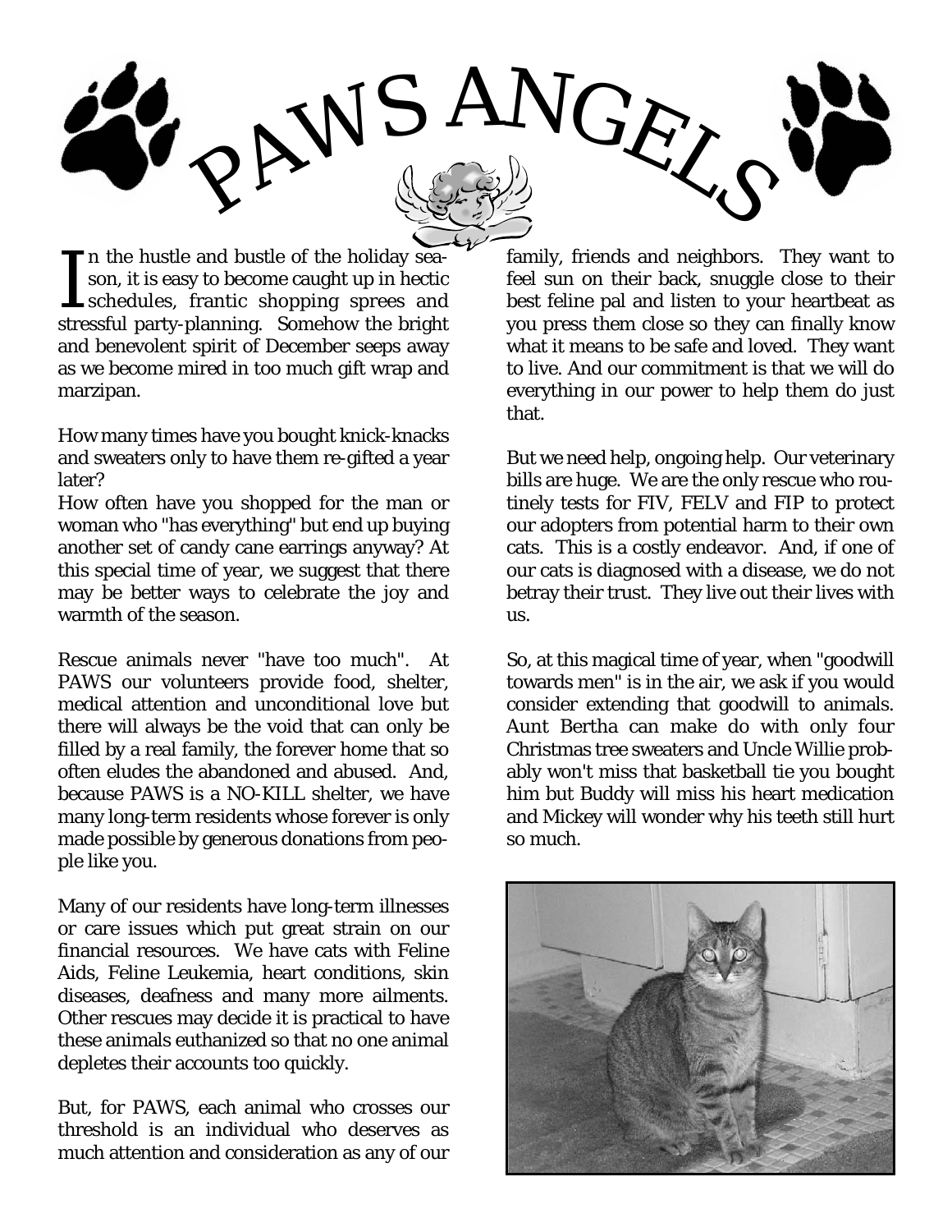# PAWS ANGELS

In the hustle and bustle of the holiday season, it is easy to become caught up in hectic schedules, frantic shopping sprees and stressful party-planning. Somehow the bright and benevolent spirit of December seeps away as we become mired in too much gift wrap and marzipan.

How many times have you bought knick-knacks and sweaters only to have them re-gifted a year later?

How often have you shopped for the man or woman who "has everything" but end up buying another set of candy cane earrings anyway? At this special time of year, we suggest that there may be better ways to celebrate the joy and warmth of the season.

Rescue animals never "have too much". At PAWS our volunteers provide food, shelter, medical attention and unconditional love but there will always be the void that can only be filled by a real family, the forever home that so often eludes the abandoned and abused. And, because PAWS is a NO-KILL shelter, we have many long-term residents whose forever is only made possible by generous donations from people like you.

Many of our residents have long-term illnesses or care issues which put great strain on our financial resources. We have cats with Feline Aids, Feline Leukemia, heart conditions, skin diseases, deafness and many more ailments. Other rescues may decide it is practical to have these animals euthanized so that no one animal depletes their accounts too quickly.

But, for PAWS, each animal who crosses our threshold is an individual who deserves as much attention and consideration as any of our family, friends and neighbors. They want to feel sun on their back, snuggle close to their best feline pal and listen to your heartbeat as you press them close so they can finally know what it means to be safe and loved. They want to live. And our commitment is that we will do everything in our power to help them do just that.

But we need help, ongoing help. Our veterinary bills are huge. We are the only rescue who routinely tests for FIV, FELV and FIP to protect our adopters from potential harm to their own cats. This is a costly endeavor. And, if one of our cats is diagnosed with a disease, we do not betray their trust. They live out their lives with us.

So, at this magical time of year, when "goodwill towards men" is in the air, we ask if you would consider extending that goodwill to animals. Aunt Bertha can make do with only four Christmas tree sweaters and Uncle Willie probably won't miss that basketball tie you bought him but Buddy will miss his heart medication and Mickey will wonder why his teeth still hurt so much.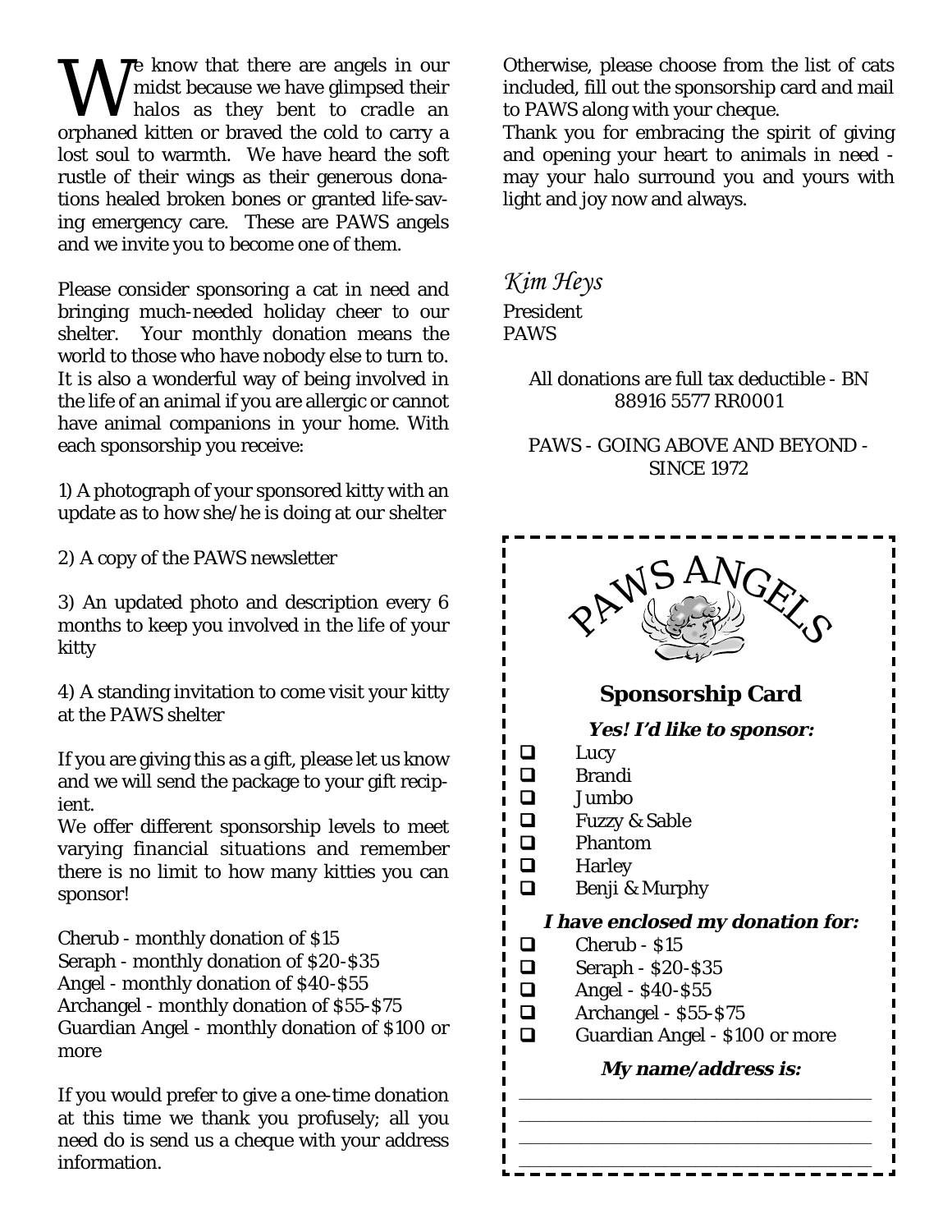We know that there are angels in our midst because we have glimpsed their halos as they bent to cradle an orphaned kitten or braved the cold to carry a lost soul to warmth. We have heard the soft rustle of their wings as their generous donations healed broken bones or granted life-saving emergency care. These are PAWS angels and we invite you to become one of them.

Please consider sponsoring a cat in need and bringing much-needed holiday cheer to our shelter. Your monthly donation means the world to those who have nobody else to turn to. It is also a wonderful way of being involved in the life of an animal if you are allergic or cannot have animal companions in your home. With each sponsorship you receive:

1) A photograph of your sponsored kitty with an update as to how she/he is doing at our shelter

2) A copy of the PAWS newsletter

3) An updated photo and description every 6 months to keep you involved in the life of your kitty

4) A standing invitation to come visit your kitty at the PAWS shelter

If you are giving this as a gift, please let us know and we will send the package to your gift recipient.

We offer different sponsorship levels to meet varying financial situations and remember there is no limit to how many kitties you can sponsor!

Cherub - monthly donation of $15
Seraph - monthly donation of $20-$35
Angel - monthly donation of $40-$55
Archangel - monthly donation of $55-$75
Guardian Angel - monthly donation of $100 or more

If you would prefer to give a one-time donation at this time we thank you profusely; all you need do is send us a cheque with your address information.

Otherwise, please choose from the list of cats included, fill out the sponsorship card and mail to PAWS along with your cheque.

Thank you for embracing the spirit of giving and opening your heart to animals in need - may your halo surround you and yours with light and joy now and always.

*Kim Heys*
President
PAWS

All donations are full tax deductible - BN 88916 5577 RR0001

PAWS - GOING ABOVE AND BEYOND - SINCE 1972

PAWS ANGELS

## Sponsorship Card

***Yes! I'd like to sponsor:***

- ☐ Lucy
- ☐ Brandi
- ☐ Jumbo
- ☐ Fuzzy & Sable
- ☐ Phantom
- ☐ Harley
- ☐ Benji & Murphy

***I have enclosed my donation for:***

- ☐ Cherub - $15
- ☐ Seraph - $20-$35
- ☐ Angel - $40-$55
- ☐ Archangel - $55-$75
- ☐ Guardian Angel - $100 or more

***My name/address is:***

\_\_\_\_\_\_\_\_\_\_\_\_\_\_\_\_\_\_\_\_\_\_\_\_\_\_\_\_\_\_\_\_\_\_\_\_

\_\_\_\_\_\_\_\_\_\_\_\_\_\_\_\_\_\_\_\_\_\_\_\_\_\_\_\_\_\_\_\_\_\_\_\_

\_\_\_\_\_\_\_\_\_\_\_\_\_\_\_\_\_\_\_\_\_\_\_\_\_\_\_\_\_\_\_\_\_\_\_\_

\_\_\_\_\_\_\_\_\_\_\_\_\_\_\_\_\_\_\_\_\_\_\_\_\_\_\_\_\_\_\_\_\_\_\_\_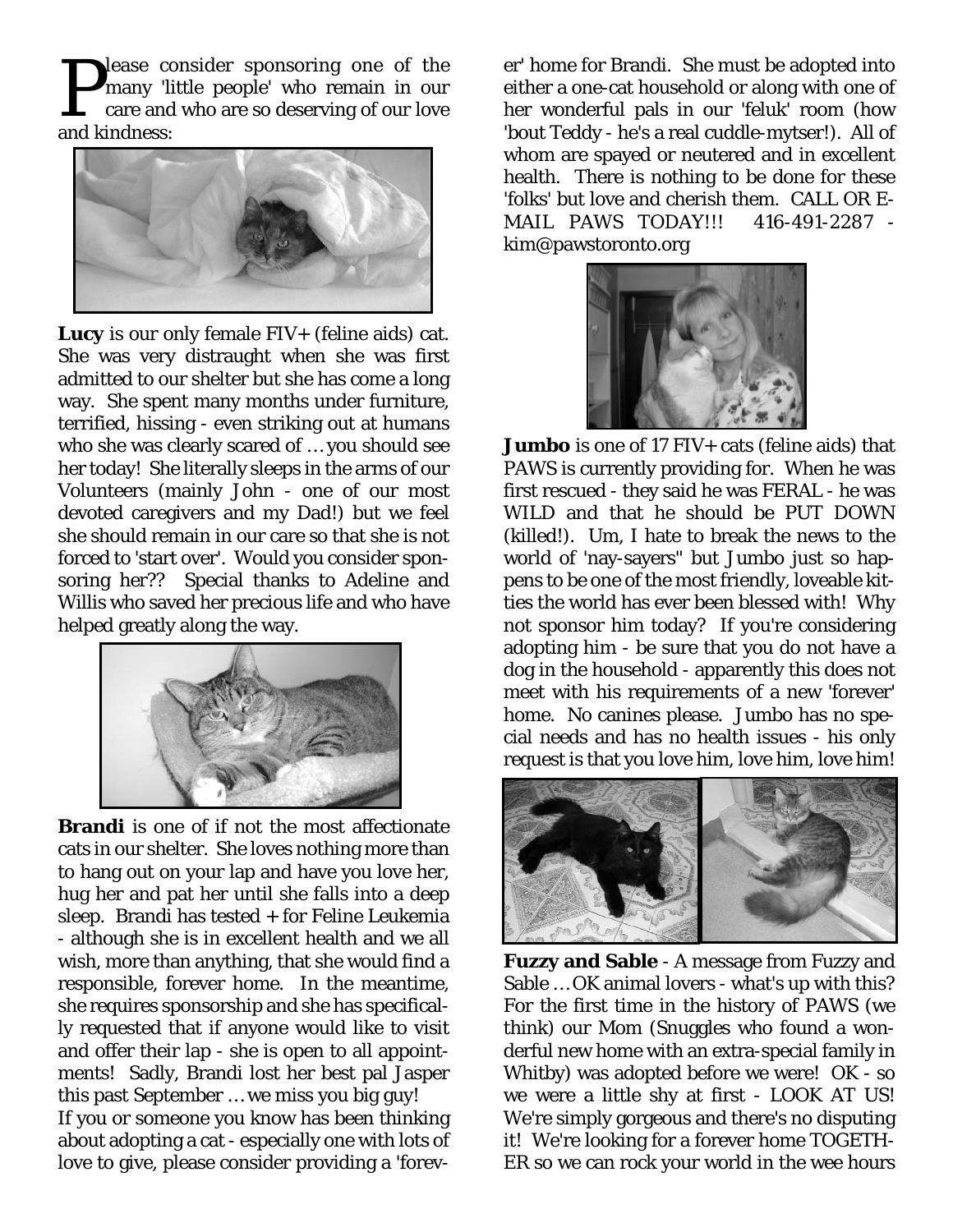Please consider sponsoring one of the many 'little people' who remain in our care and who are so deserving of our love and kindness:

**Lucy** is our only female FIV+ (feline aids) cat. She was very distraught when she was first admitted to our shelter but she has come a long way. She spent many months under furniture, terrified, hissing - even striking out at humans who she was clearly scared of … you should see her today! She literally sleeps in the arms of our Volunteers (mainly John - one of our most devoted caregivers and my Dad!) but we feel she should remain in our care so that she is not forced to 'start over'. Would you consider sponsoring her?? Special thanks to Adeline and Willis who saved her precious life and who have helped greatly along the way.

**Brandi** is one of if not the most affectionate cats in our shelter. She loves nothing more than to hang out on your lap and have you love her, hug her and pat her until she falls into a deep sleep. Brandi has tested + for Feline Leukemia - although she is in excellent health and we all wish, more than anything, that she would find a responsible, forever home. In the meantime, she requires sponsorship and she has specifically requested that if anyone would like to visit and offer their lap - she is open to all appointments! Sadly, Brandi lost her best pal Jasper this past September … we miss you big guy!

If you or someone you know has been thinking about adopting a cat - especially one with lots of love to give, please consider providing a 'forever' home for Brandi. She must be adopted into either a one-cat household or along with one of her wonderful pals in our 'feluk' room (how 'bout Teddy - he's a real cuddle-mytser!). All of whom are spayed or neutered and in excellent health. There is nothing to be done for these 'folks' but love and cherish them. CALL OR E-MAIL PAWS TODAY!!! 416-491-2287 - kim@pawstoronto.org

**Jumbo** is one of 17 FIV+ cats (feline aids) that PAWS is currently providing for. When he was first rescued - they said he was FERAL - he was WILD and that he should be PUT DOWN (killed!). Um, I hate to break the news to the world of 'nay-sayers" but Jumbo just so happens to be one of the most friendly, loveable kitties the world has ever been blessed with! Why not sponsor him today? If you're considering adopting him - be sure that you do not have a dog in the household - apparently this does not meet with his requirements of a new 'forever' home. No canines please. Jumbo has no special needs and has no health issues - his only request is that you love him, love him, love him!

**Fuzzy and Sable** - A message from Fuzzy and Sable … OK animal lovers - what's up with this? For the first time in the history of PAWS (we think) our Mom (Snuggles who found a wonderful new home with an extra-special family in Whitby) was adopted before we were! OK - so we were a little shy at first - LOOK AT US! We're simply gorgeous and there's no disputing it! We're looking for a forever home TOGETHER so we can rock your world in the wee hours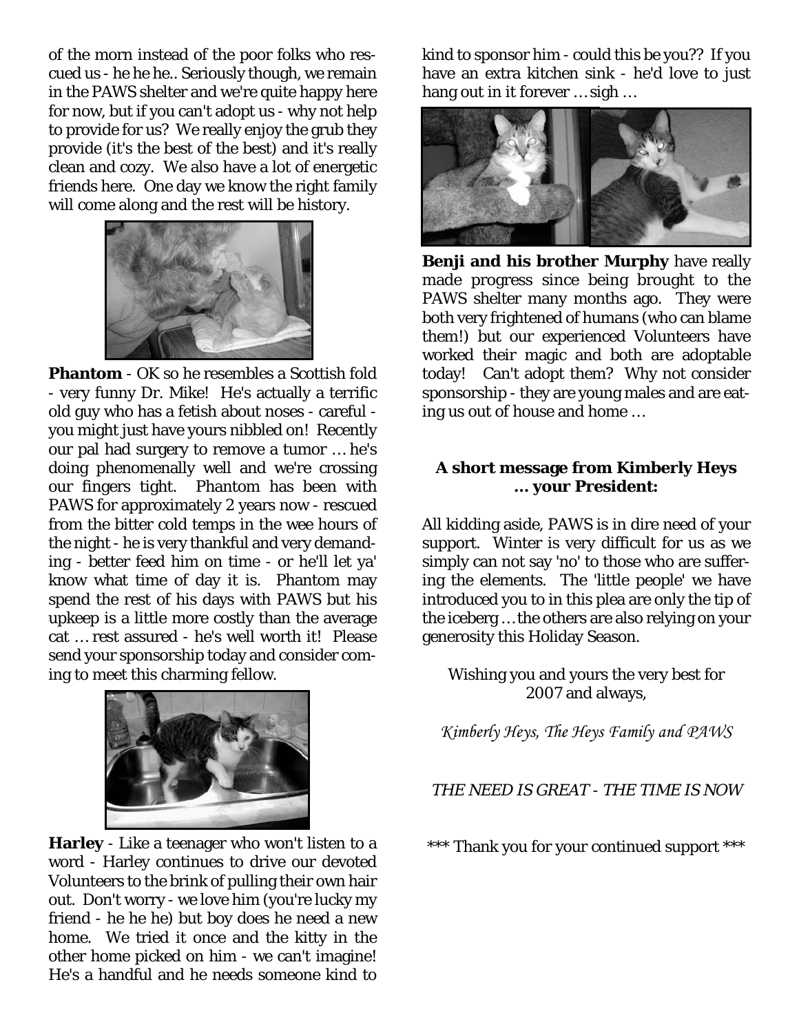of the morn instead of the poor folks who rescued us - he he he.. Seriously though, we remain in the PAWS shelter and we're quite happy here for now, but if you can't adopt us - why not help to provide for us? We really enjoy the grub they provide (it's the best of the best) and it's really clean and cozy. We also have a lot of energetic friends here. One day we know the right family will come along and the rest will be history.

**Phantom** - OK so he resembles a Scottish fold - very funny Dr. Mike! He's actually a terrific old guy who has a fetish about noses - careful - you might just have yours nibbled on! Recently our pal had surgery to remove a tumor … he's doing phenomenally well and we're crossing our fingers tight. Phantom has been with PAWS for approximately 2 years now - rescued from the bitter cold temps in the wee hours of the night - he is very thankful and very demanding - better feed him on time - or he'll let ya' know what time of day it is. Phantom may spend the rest of his days with PAWS but his upkeep is a little more costly than the average cat … rest assured - he's well worth it! Please send your sponsorship today and consider coming to meet this charming fellow.

**Harley** - Like a teenager who won't listen to a word - Harley continues to drive our devoted Volunteers to the brink of pulling their own hair out. Don't worry - we love him (you're lucky my friend - he he he) but boy does he need a new home. We tried it once and the kitty in the other home picked on him - we can't imagine! He's a handful and he needs someone kind to sponsor him - could this be you?? If you have an extra kitchen sink - he'd love to just hang out in it forever … sigh …

**Benji and his brother Murphy** have really made progress since being brought to the PAWS shelter many months ago. They were both very frightened of humans (who can blame them!) but our experienced Volunteers have worked their magic and both are adoptable today! Can't adopt them? Why not consider sponsorship - they are young males and are eating us out of house and home …

**A short message from Kimberly Heys … your President:**

All kidding aside, PAWS is in dire need of your support. Winter is very difficult for us as we simply can not say 'no' to those who are suffering the elements. The 'little people' we have introduced you to in this plea are only the tip of the iceberg … the others are also relying on your generosity this Holiday Season.

Wishing you and yours the very best for 2007 and always,

*Kimberly Heys, The Heys Family and PAWS*

*THE NEED IS GREAT - THE TIME IS NOW*

*** Thank you for your continued support ***